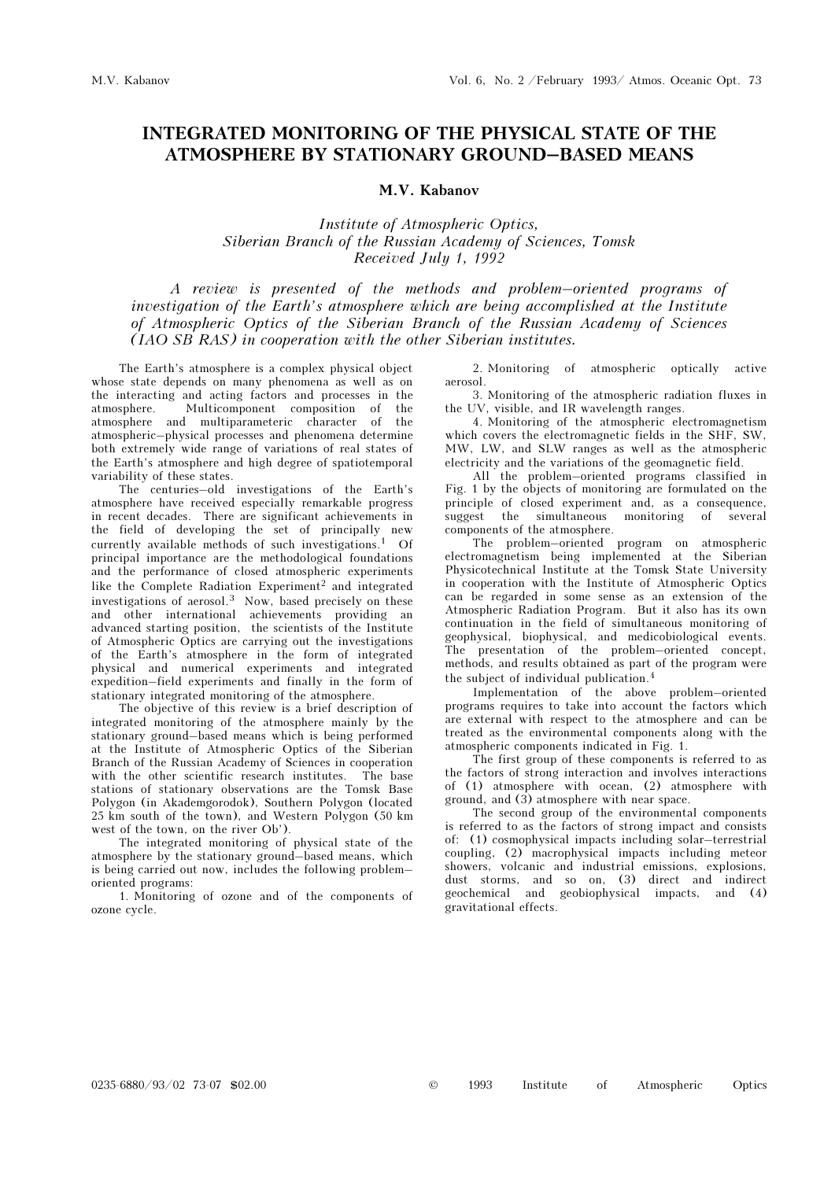# INTEGRATED MONITORING OF THE PHYSICAL STATE OF THE ATMOSPHERE BY STATIONARY GROUND–BASED MEANS

**M.V. Kabanov**

*Institute of Atmospheric Optics,*
*Siberian Branch of the Russian Academy of Sciences, Tomsk*
*Received July 1, 1992*

*A review is presented of the methods and problem–oriented programs of investigation of the Earth's atmosphere which are being accomplished at the Institute of Atmospheric Optics of the Siberian Branch of the Russian Academy of Sciences (IAO SB RAS) in cooperation with the other Siberian institutes.*

The Earth's atmosphere is a complex physical object whose state depends on many phenomena as well as on the interacting and acting factors and processes in the atmosphere. Multicomponent composition of the atmosphere and multiparameteric character of the atmospheric–physical processes and phenomena determine both extremely wide range of variations of real states of the Earth's atmosphere and high degree of spatiotemporal variability of these states.

The centuries–old investigations of the Earth's atmosphere have received especially remarkable progress in recent decades. There are significant achievements in the field of developing the set of principally new currently available methods of such investigations.[1] Of principal importance are the methodological foundations and the performance of closed atmospheric experiments like the Complete Radiation Experiment[2] and integrated investigations of aerosol.[3] Now, based precisely on these and other international achievements providing an advanced starting position, the scientists of the Institute of Atmospheric Optics are carrying out the investigations of the Earth's atmosphere in the form of integrated physical and numerical experiments and integrated expedition–field experiments and finally in the form of stationary integrated monitoring of the atmosphere.

The objective of this review is a brief description of integrated monitoring of the atmosphere mainly by the stationary ground–based means which is being performed at the Institute of Atmospheric Optics of the Siberian Branch of the Russian Academy of Sciences in cooperation with the other scientific research institutes. The base stations of stationary observations are the Tomsk Base Polygon (in Akademgorodok), Southern Polygon (located 25 km south of the town), and Western Polygon (50 km west of the town, on the river Ob').

The integrated monitoring of physical state of the atmosphere by the stationary ground–based means, which is being carried out now, includes the following problem–oriented programs:

1. Monitoring of ozone and of the components of ozone cycle.
2. Monitoring of atmospheric optically active aerosol.
3. Monitoring of the atmospheric radiation fluxes in the UV, visible, and IR wavelength ranges.
4. Monitoring of the atmospheric electromagnetism which covers the electromagnetic fields in the SHF, SW, MW, LW, and SLW ranges as well as the atmospheric electricity and the variations of the geomagnetic field.

All the problem–oriented programs classified in Fig. 1 by the objects of monitoring are formulated on the principle of closed experiment and, as a consequence, suggest the simultaneous monitoring of several components of the atmosphere.

The problem–oriented program on atmospheric electromagnetism being implemented at the Siberian Physicotechnical Institute at the Tomsk State University in cooperation with the Institute of Atmospheric Optics can be regarded in some sense as an extension of the Atmospheric Radiation Program. But it also has its own continuation in the field of simultaneous monitoring of geophysical, biophysical, and medicobiological events. The presentation of the problem–oriented concept, methods, and results obtained as part of the program were the subject of individual publication.[4]

Implementation of the above problem–oriented programs requires to take into account the factors which are external with respect to the atmosphere and can be treated as the environmental components along with the atmospheric components indicated in Fig. 1.

The first group of these components is referred to as the factors of strong interaction and involves interactions of (1) atmosphere with ocean, (2) atmosphere with ground, and (3) atmosphere with near space.

The second group of the environmental components is referred to as the factors of strong impact and consists of: (1) cosmophysical impacts including solar–terrestrial coupling, (2) macrophysical impacts including meteor showers, volcanic and industrial emissions, explosions, dust storms, and so on, (3) direct and indirect geochemical and geobiophysical impacts, and (4) gravitational effects.

0235-6880/93/02 73-07 $02.00 © 1993 Institute of Atmospheric Optics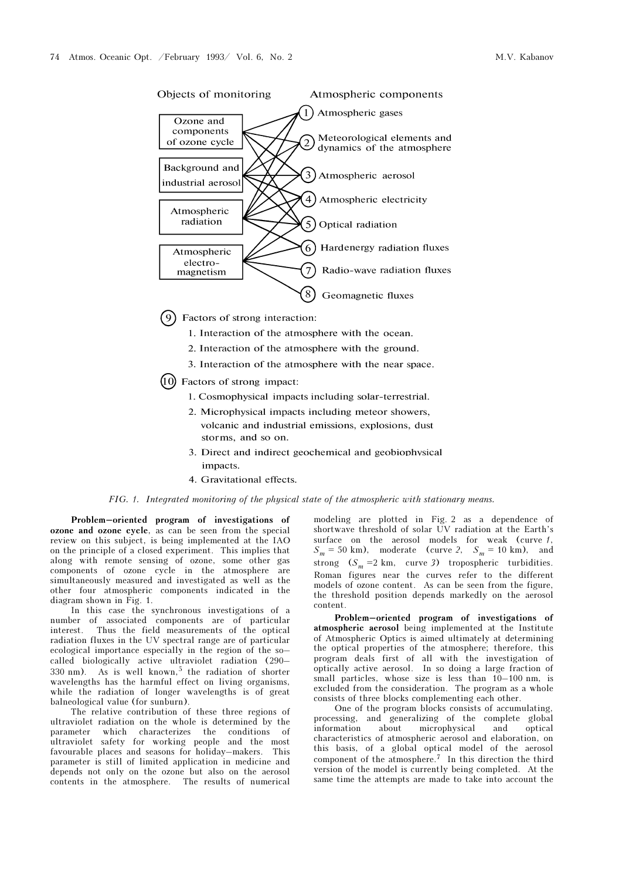Objects of monitoring — Atmospheric components

- Ozone and components of ozone cycle
- Background and industrial aerosol
- Atmospheric radiation
- Atmospheric electro-magnetism

1. Atmospheric gases
2. Meteorological elements and dynamics of the atmosphere
3. Atmospheric aerosol
4. Atmospheric electricity
5. Optical radiation
6. Hardenergy radiation fluxes
7. Radio-wave radiation fluxes
8. Geomagnetic fluxes

9. Factors of strong interaction:
   1. Interaction of the atmosphere with the ocean.
   2. Interaction of the atmosphere with the ground.
   3. Interaction of the atmosphere with the near space.

10. Factors of strong impact:
    1. Cosmophysical impacts including solar-terrestrial.
    2. Microphysical impacts including meteor showers, volcanic and industrial emissions, explosions, dust storms, and so on.
    3. Direct and indirect geochemical and geobiophysical impacts.
    4. Gravitational effects.

*FIG. 1. Integrated monitoring of the physical state of the atmospheric with stationary means.*

**Problem–oriented program of investigations of ozone and ozone cycle**, as can be seen from the special review on this subject, is being implemented at the IAO on the principle of a closed experiment. This implies that along with remote sensing of ozone, some other gas components of ozone cycle in the atmosphere are simultaneously measured and investigated as well as the other four atmospheric components indicated in the diagram shown in Fig. 1.

In this case the synchronous investigations of a number of associated components are of particular interest. Thus the field measurements of the optical radiation fluxes in the UV spectral range are of particular ecological importance especially in the region of the so–called biologically active ultraviolet radiation (290–330 nm). As is well known,[5] the radiation of shorter wavelengths has the harmful effect on living organisms, while the radiation of longer wavelengths is of great balneological value (for sunburn).

The relative contribution of these three regions of ultraviolet radiation on the whole is determined by the parameter which characterizes the conditions of ultraviolet safety for working people and the most favourable places and seasons for holiday–makers. This parameter is still of limited application in medicine and depends not only on the ozone but also on the aerosol contents in the atmosphere. The results of numerical modeling are plotted in Fig. 2 as a dependence of shortwave threshold of solar UV radiation at the Earth's surface on the aerosol models for weak (curve *1*, $S_m = 50$ km), moderate (curve *2*, $S_m = 10$ km), and strong ($S_m = 2$ km, curve *3*) tropospheric turbidities. Roman figures near the curves refer to the different models of ozone content. As can be seen from the figure, the threshold position depends markedly on the aerosol content.

**Problem–oriented program of investigations of atmospheric aerosol** being implemented at the Institute of Atmospheric Optics is aimed ultimately at determining the optical properties of the atmosphere; therefore, this program deals first of all with the investigation of optically active aerosol. In so doing a large fraction of small particles, whose size is less than 10–100 nm, is excluded from the consideration. The program as a whole consists of three blocks complementing each other.

One of the program blocks consists of accumulating, processing, and generalizing of the complete global information about microphysical and optical characteristics of atmospheric aerosol and elaboration, on this basis, of a global optical model of the aerosol component of the atmosphere.[7] In this direction the third version of the model is currently being completed. At the same time the attempts are made to take into account the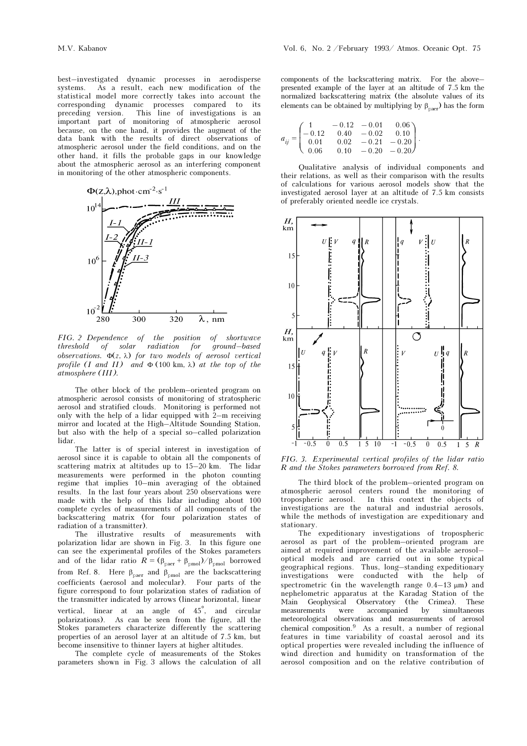best–investigated dynamic processes in aerodisperse systems. As a result, each new modification of the statistical model more correctly takes into account the corresponding dynamic processes compared to its preceding version. This line of investigations is an important part of monitoring of atmospheric aerosol because, on the one hand, it provides the augment of the data bank with the results of direct observations of atmospheric aerosol under the field conditions, and on the other hand, it fills the probable gaps in our knowledge about the atmospheric aerosol as an interfering component in monitoring of the other atmospheric components.

*FIG. 2 Dependence of the position of shortwave threshold of solar radiation for ground–based observations. $\Phi(z, \lambda)$ for two models of aerosol vertical profile (I and II) and $\Phi$ (100 km, $\lambda$) at the top of the atmosphere (III).*

The other block of the problem–oriented program on atmospheric aerosol consists of monitoring of stratospheric aerosol and stratified clouds. Monitoring is performed not only with the help of a lidar equipped with 2–m receiving mirror and located at the High–Altitude Sounding Station, but also with the help of a special so–called polarization lidar.

The latter is of special interest in investigation of aerosol since it is capable to obtain all the components of scattering matrix at altitudes up to 15–20 km. The lidar measurements were performed in the photon counting regime that implies 10–min averaging of the obtained results. In the last four years about 250 observations were made with the help of this lidar including about 100 complete cycles of measurements of all components of the backscattering matrix (for four polarization states of radiation of a transmitter).

The illustrative results of measurements with polarization lidar are shown in Fig. 3. In this figure one can see the experimental profiles of the Stokes parameters and of the lidar ratio $R = (\beta_{\pi aer} + \beta_{\pi mol})/\beta_{\pi mol}$ borrowed from Ref. 8. Here $\beta_{\pi aer}$ and $\beta_{\pi mol}$ are the backscattering coefficients (aerosol and molecular). Four parts of the figure correspond to four polarization states of radiation of the transmitter indicated by arrows (linear horizontal, linear vertical, linear at an angle of 45°, and circular polarizations). As can be seen from the figure, all the Stokes parameters characterize differently the scattering properties of an aerosol layer at an altitude of 7.5 km, but become insensitive to thinner layers at higher altitudes.

The complete cycle of measurements of the Stokes parameters shown in Fig. 3 allows the calculation of all components of the backscattering matrix. For the above–presented example of the layer at an altitude of 7.5 km the normalized backscattering matrix (the absolute values of its elements can be obtained by multiplying by $\beta_{\pi aer}$) has the form

$$a_{ij} = \begin{pmatrix} 1 & -0.12 & -0.01 & 0.06 \\ -0.12 & 0.40 & -0.02 & 0.10 \\ 0.01 & 0.02 & -0.21 & -0.20 \\ 0.06 & 0.10 & -0.20 & -0.20 \end{pmatrix}.$$

Qualitative analysis of individual components and their relations, as well as their comparison with the results of calculations for various aerosol models show that the investigated aerosol layer at an altitude of 7.5 km consists of preferably oriented needle ice crystals.

*FIG. 3. Experimental vertical profiles of the lidar ratio R and the Stokes parameters borrowed from Ref. 8.*

The third block of the problem–oriented program on atmospheric aerosol centers round the monitoring of tropospheric aerosol. In this context the objects of investigations are the natural and industrial aerosols, while the methods of investigation are expeditionary and stationary.

The expeditionary investigations of tropospheric aerosol as part of the problem–oriented program are aimed at required improvement of the available aerosol–optical models and are carried out in some typical geographical regions. Thus, long–standing expeditionary investigations were conducted with the help of spectrometric (in the wavelength range 0.4–13 μm) and nephelometric apparatus at the Karadag Station of the Main Geophysical Observatory (the Crimea). These measurements were accompanied by simultaneous meteorological observations and measurements of aerosol chemical composition.[9] As a result, a number of regional features in time variability of coastal aerosol and its optical properties were revealed including the influence of wind direction and humidity on transformation of the aerosol composition and on the relative contribution of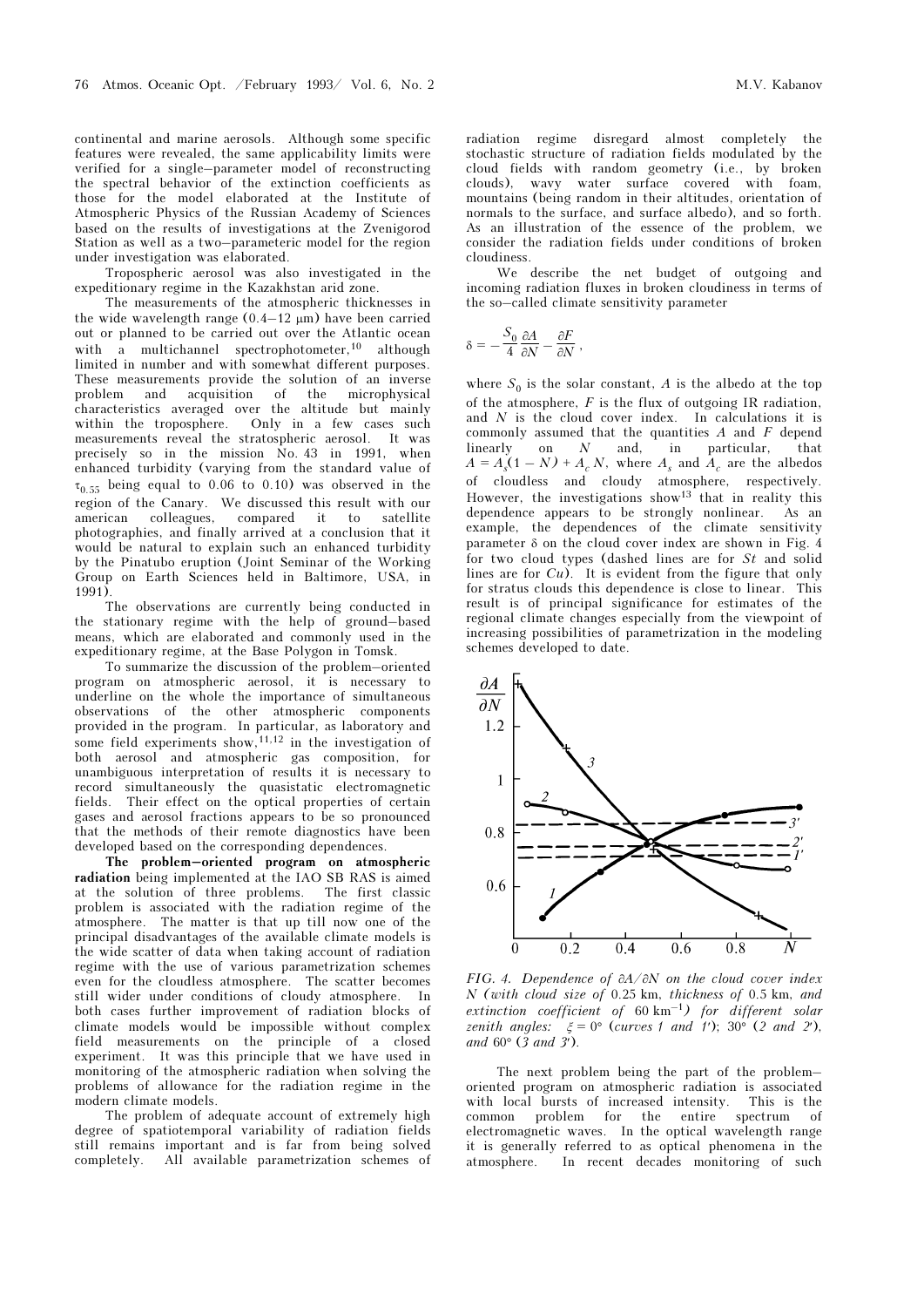continental and marine aerosols. Although some specific features were revealed, the same applicability limits were verified for a single–parameter model of reconstructing the spectral behavior of the extinction coefficients as those for the model elaborated at the Institute of Atmospheric Physics of the Russian Academy of Sciences based on the results of investigations at the Zvenigorod Station as well as a two–parameteric model for the region under investigation was elaborated.

Tropospheric aerosol was also investigated in the expeditionary regime in the Kazakhstan arid zone.

The measurements of the atmospheric thicknesses in the wide wavelength range (0.4–12 μm) have been carried out or planned to be carried out over the Atlantic ocean with a multichannel spectrophotometer,[10] although limited in number and with somewhat different purposes. These measurements provide the solution of an inverse problem and acquisition of the microphysical characteristics averaged over the altitude but mainly within the troposphere. Only in a few cases such measurements reveal the stratospheric aerosol. It was precisely so in the mission No. 43 in 1991, when enhanced turbidity (varying from the standard value of $\tau_{0.55}$ being equal to 0.06 to 0.10) was observed in the region of the Canary. We discussed this result with our american colleagues, compared it to satellite photographies, and finally arrived at a conclusion that it would be natural to explain such an enhanced turbidity by the Pinatubo eruption (Joint Seminar of the Working Group on Earth Sciences held in Baltimore, USA, in 1991).

The observations are currently being conducted in the stationary regime with the help of ground–based means, which are elaborated and commonly used in the expeditionary regime, at the Base Polygon in Tomsk.

To summarize the discussion of the problem–oriented program on atmospheric aerosol, it is necessary to underline on the whole the importance of simultaneous observations of the other atmospheric components provided in the program. In particular, as laboratory and some field experiments show,[11,12] in the investigation of both aerosol and atmospheric gas composition, for unambiguous interpretation of results it is necessary to record simultaneously the quasistatic electromagnetic fields. Their effect on the optical properties of certain gases and aerosol fractions appears to be so pronounced that the methods of their remote diagnostics have been developed based on the corresponding dependences.

**The problem–oriented program on atmospheric radiation** being implemented at the IAO SB RAS is aimed at the solution of three problems. The first classic problem is associated with the radiation regime of the atmosphere. The matter is that up till now one of the principal disadvantages of the available climate models is the wide scatter of data when taking account of radiation regime with the use of various parametrization schemes even for the cloudless atmosphere. The scatter becomes still wider under conditions of cloudy atmosphere. In both cases further improvement of radiation blocks of climate models would be impossible without complex field measurements on the principle of a closed experiment. It was this principle that we have used in monitoring of the atmospheric radiation when solving the problems of allowance for the radiation regime in the modern climate models.

The problem of adequate account of extremely high degree of spatiotemporal variability of radiation fields still remains important and is far from being solved completely. All available parametrization schemes of radiation regime disregard almost completely the stochastic structure of radiation fields modulated by the cloud fields with random geometry (i.e., by broken clouds), wavy water surface covered with foam, mountains (being random in their altitudes, orientation of normals to the surface, and surface albedo), and so forth. As an illustration of the essence of the problem, we consider the radiation fields under conditions of broken cloudiness.

We describe the net budget of outgoing and incoming radiation fluxes in broken cloudiness in terms of the so–called climate sensitivity parameter

$$\delta = -\frac{S_0}{4}\frac{\partial A}{\partial N} - \frac{\partial F}{\partial N},$$

where $S_0$ is the solar constant, $A$ is the albedo at the top of the atmosphere, $F$ is the flux of outgoing IR radiation, and $N$ is the cloud cover index. In calculations it is commonly assumed that the quantities $A$ and $F$ depend linearly on $N$ and, in particular, that $A = A_s(1 - N) + A_c N$, where $A_s$ and $A_c$ are the albedos of cloudless and cloudy atmosphere, respectively. However, the investigations show[13] that in reality this dependence appears to be strongly nonlinear. As an example, the dependences of the climate sensitivity parameter δ on the cloud cover index are shown in Fig. 4 for two cloud types (dashed lines are for *St* and solid lines are for *Cu*). It is evident from the figure that only for stratus clouds this dependence is close to linear. This result is of principal significance for estimates of the regional climate changes especially from the viewpoint of increasing possibilities of parametrization in the modeling schemes developed to date.

*FIG. 4. Dependence of ∂A/∂N on the cloud cover index N (with cloud size of* 0.25 km*, thickness of* 0.5 km*, and extinction coefficient of* 60 km[–1]*) for different solar zenith angles:* $\xi = 0°$ *(curves 1 and 1′);* 30° *(2 and 2′), and* 60° *(3 and 3′).*

The next problem being the part of the problem–oriented program on atmospheric radiation is associated with local bursts of increased intensity. This is the common problem for the entire spectrum of electromagnetic waves. In the optical wavelength range it is generally referred to as optical phenomena in the atmosphere. In recent decades monitoring of such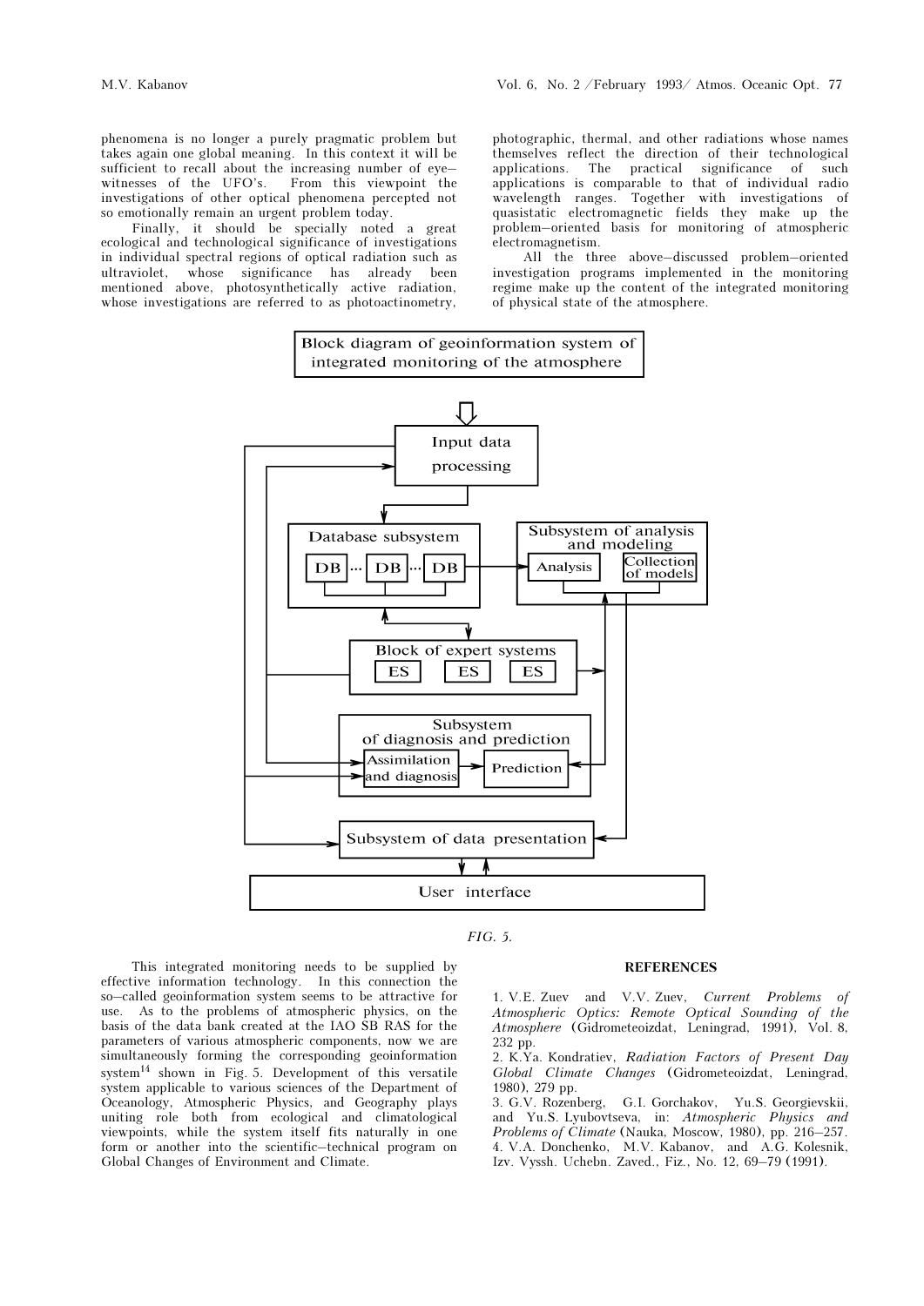phenomena is no longer a purely pragmatic problem but takes again one global meaning. In this context it will be sufficient to recall about the increasing number of eye–witnesses of the UFO's. From this viewpoint the investigations of other optical phenomena percepted not so emotionally remain an urgent problem today.

Finally, it should be specially noted a great ecological and technological significance of investigations in individual spectral regions of optical radiation such as ultraviolet, whose significance has already been mentioned above, photosynthetically active radiation, whose investigations are referred to as photoactinometry, photographic, thermal, and other radiations whose names themselves reflect the direction of their technological applications. The practical significance of such applications is comparable to that of individual radio wavelength ranges. Together with investigations of quasistatic electromagnetic fields they make up the problem–oriented basis for monitoring of atmospheric electromagnetism.

All the three above–discussed problem–oriented investigation programs implemented in the monitoring regime make up the content of the integrated monitoring of physical state of the atmosphere.

Block diagram of geoinformation system of integrated monitoring of the atmosphere

Input data processing

Database subsystem: DB ... DB ... DB

Subsystem of analysis and modeling: Analysis; Collection of models

Block of expert systems: ES ES ES

Subsystem of diagnosis and prediction: Assimilation and diagnosis; Prediction

Subsystem of data presentation

User interface

*FIG. 5.*

This integrated monitoring needs to be supplied by effective information technology. In this connection the so–called geoinformation system seems to be attractive for use. As to the problems of atmospheric physics, on the basis of the data bank created at the IAO SB RAS for the parameters of various atmospheric components, now we are simultaneously forming the corresponding geoinformation system[14] shown in Fig. 5. Development of this versatile system applicable to various sciences of the Department of Oceanology, Atmospheric Physics, and Geography plays uniting role both from ecological and climatological viewpoints, while the system itself fits naturally in one form or another into the scientific–technical program on Global Changes of Environment and Climate.

**REFERENCES**

1. V.E. Zuev and V.V. Zuev, *Current Problems of Atmospheric Optics: Remote Optical Sounding of the Atmosphere* (Gidrometeoizdat, Leningrad, 1991), Vol. 8, 232 pp.
2. K.Ya. Kondratiev, *Radiation Factors of Present Day Global Climate Changes* (Gidrometeoizdat, Leningrad, 1980), 279 pp.
3. G.V. Rozenberg, G.I. Gorchakov, Yu.S. Georgievskii, and Yu.S. Lyubovtseva, in: *Atmospheric Physics and Problems of Climate* (Nauka, Moscow, 1980), pp. 216–257.
4. V.A. Donchenko, M.V. Kabanov, and A.G. Kolesnik, Izv. Vyssh. Uchebn. Zaved., Fiz., No. 12, 69–79 (1991).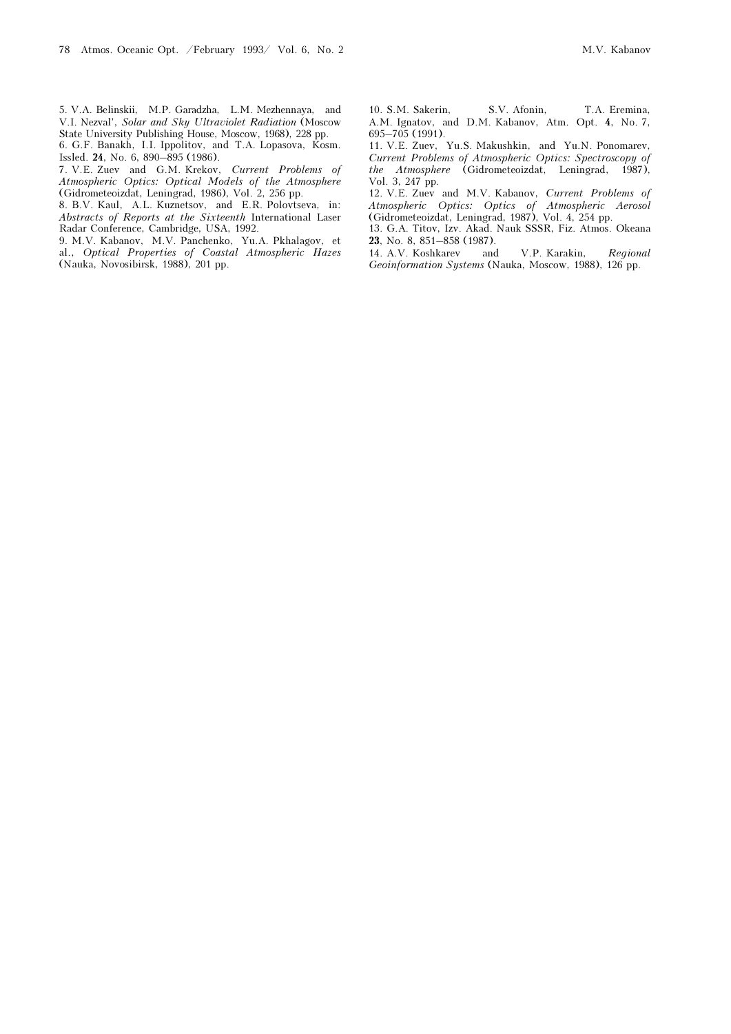5. V.A. Belinskii, M.P. Garadzha, L.M. Mezhennaya, and V.I. Nezval', *Solar and Sky Ultraviolet Radiation* (Moscow State University Publishing House, Moscow, 1968), 228 pp.

6. G.F. Banakh, I.I. Ippolitov, and T.A. Lopasova, Kosm. Issled. **24**, No. 6, 890–895 (1986).

7. V.E. Zuev and G.M. Krekov, *Current Problems of Atmospheric Optics: Optical Models of the Atmosphere* (Gidrometeoizdat, Leningrad, 1986), Vol. 2, 256 pp.

8. B.V. Kaul, A.L. Kuznetsov, and E.R. Polovtseva, in: *Abstracts of Reports at the Sixteenth* International Laser Radar Conference, Cambridge, USA, 1992.

9. M.V. Kabanov, M.V. Panchenko, Yu.A. Pkhalagov, et al., *Optical Properties of Coastal Atmospheric Hazes* (Nauka, Novosibirsk, 1988), 201 pp.

10. S.M. Sakerin, S.V. Afonin, T.A. Eremina, A.M. Ignatov, and D.M. Kabanov, Atm. Opt. **4**, No. 7, 695–705 (1991).

11. V.E. Zuev, Yu.S. Makushkin, and Yu.N. Ponomarev, *Current Problems of Atmospheric Optics: Spectroscopy of the Atmosphere* (Gidrometeoizdat, Leningrad, 1987), Vol. 3, 247 pp.

12. V.E. Zuev and M.V. Kabanov, *Current Problems of Atmospheric Optics: Optics of Atmospheric Aerosol* (Gidrometeoizdat, Leningrad, 1987), Vol. 4, 254 pp.

13. G.A. Titov, Izv. Akad. Nauk SSSR, Fiz. Atmos. Okeana **23**, No. 8, 851–858 (1987).

14. A.V. Koshkarev and V.P. Karakin, *Regional Geoinformation Systems* (Nauka, Moscow, 1988), 126 pp.